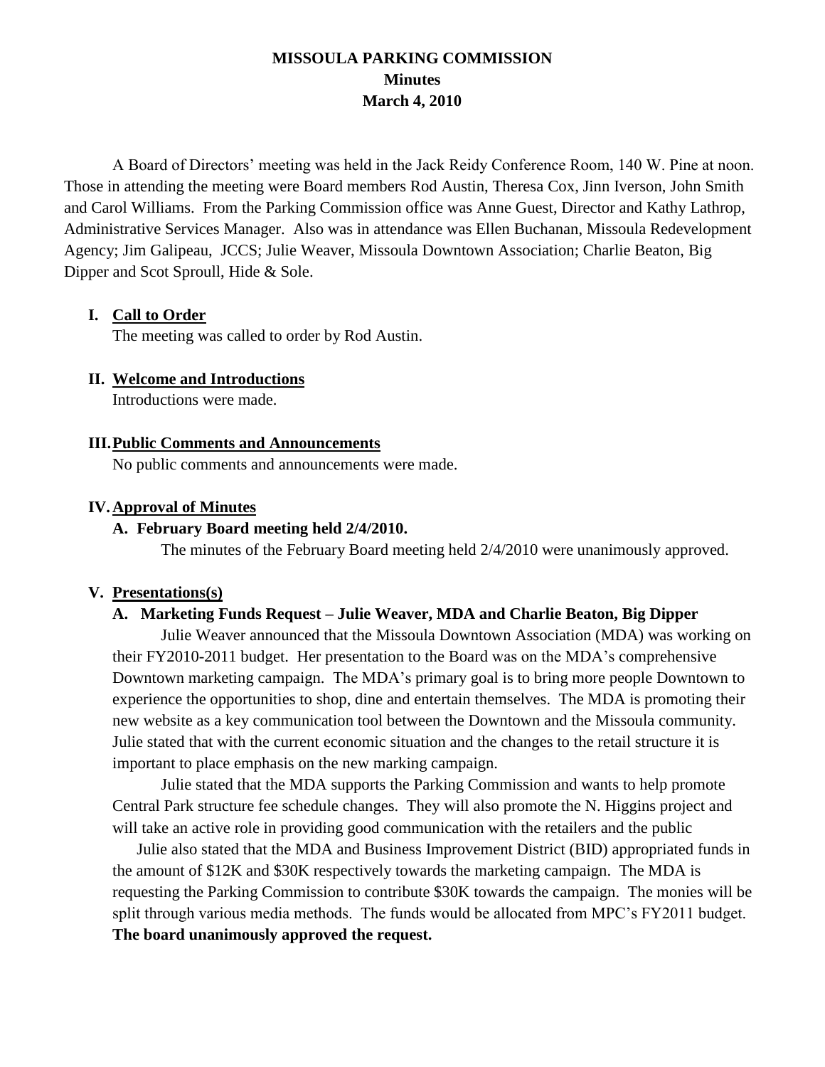# MISSOULA PARKING COMMISSION

## Minutes

## March 4, 2010

A Board of Directors' meeting was held in the Jack Reidy Conference Room, 140 W. Pine at noon. Those in attending the meeting were Board members Rod Austin, Theresa Cox, Jinn Iverson, John Smith and Carol Williams. From the Parking Commission office was Anne Guest, Director and Kathy Lathrop, Administrative Services Manager. Also was in attendance was Ellen Buchanan, Missoula Redevelopment Agency; Jim Galipeau, JCCS; Julie Weaver, Missoula Downtown Association; Charlie Beaton, Big Dipper and Scot Sproull, Hide & Sole.

### I. Call to Order

The meeting was called to order by Rod Austin.

### II. Welcome and Introductions

Introductions were made.

### III. Public Comments and Announcements

No public comments and announcements were made.

### IV. Approval of Minutes

#### A. February Board meeting held 2/4/2010.

The minutes of the February Board meeting held 2/4/2010 were unanimously approved.

### V. Presentations(s)

#### A. Marketing Funds Request – Julie Weaver, MDA and Charlie Beaton, Big Dipper

Julie Weaver announced that the Missoula Downtown Association (MDA) was working on their FY2010-2011 budget. Her presentation to the Board was on the MDA's comprehensive Downtown marketing campaign. The MDA's primary goal is to bring more people Downtown to experience the opportunities to shop, dine and entertain themselves. The MDA is promoting their new website as a key communication tool between the Downtown and the Missoula community. Julie stated that with the current economic situation and the changes to the retail structure it is important to place emphasis on the new marking campaign.

Julie stated that the MDA supports the Parking Commission and wants to help promote Central Park structure fee schedule changes. They will also promote the N. Higgins project and will take an active role in providing good communication with the retailers and the public

Julie also stated that the MDA and Business Improvement District (BID) appropriated funds in the amount of \$12K and \$30K respectively towards the marketing campaign. The MDA is requesting the Parking Commission to contribute \$30K towards the campaign. The monies will be split through various media methods. The funds would be allocated from MPC's FY2011 budget. **The board unanimously approved the request.**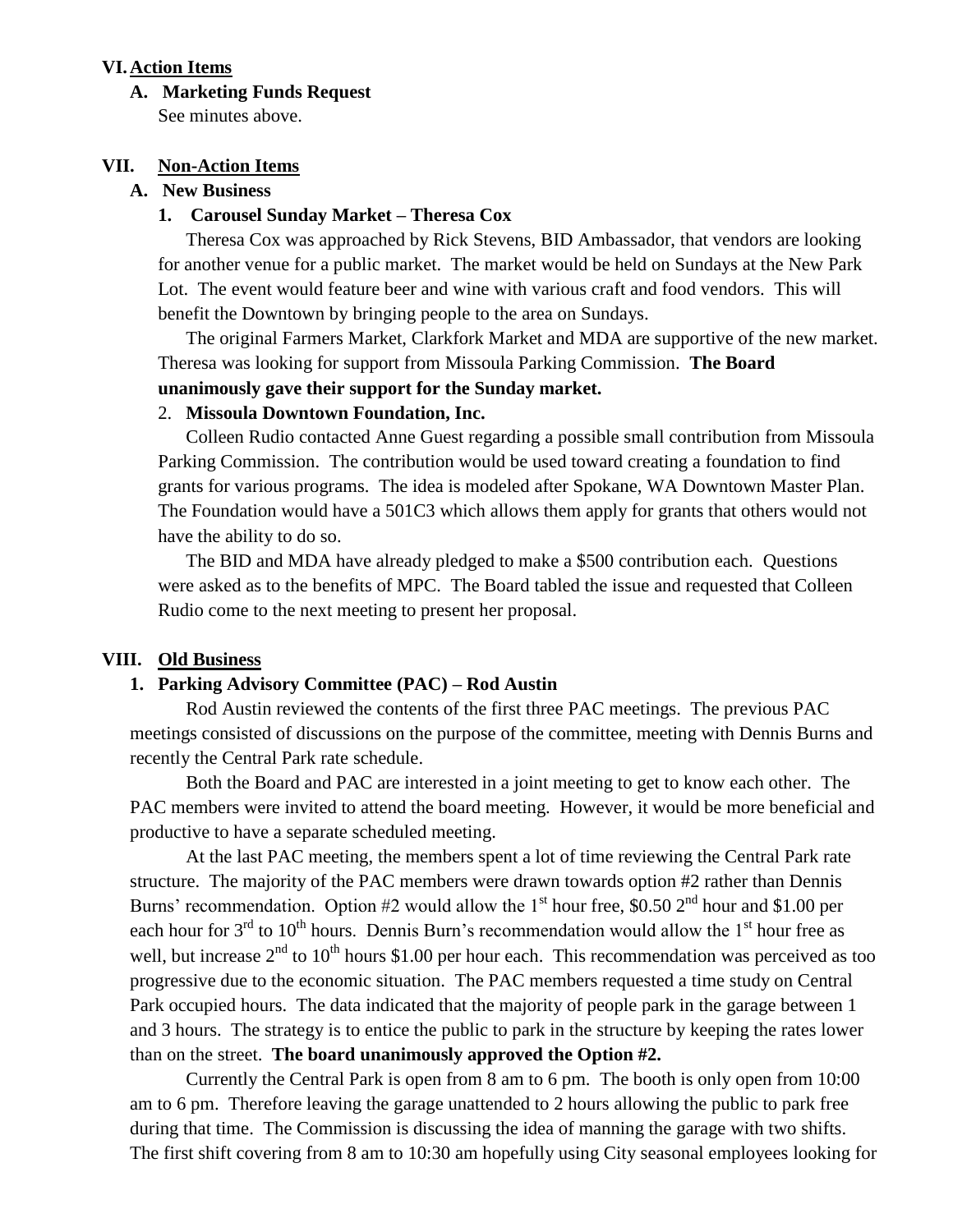## VI. Action Items

### A. Marketing Funds Request

See minutes above.

## VII. Non-Action Items

### A. New Business

#### 1. Carousel Sunday Market – Theresa Cox

Theresa Cox was approached by Rick Stevens, BID Ambassador, that vendors are looking for another venue for a public market. The market would be held on Sundays at the New Park Lot. The event would feature beer and wine with various craft and food vendors. This will benefit the Downtown by bringing people to the area on Sundays.

The original Farmers Market, Clarkfork Market and MDA are supportive of the new market. Theresa was looking for support from Missoula Parking Commission. **The Board unanimously gave their support for the Sunday market.**

#### 2. Missoula Downtown Foundation, Inc.

Colleen Rudio contacted Anne Guest regarding a possible small contribution from Missoula Parking Commission. The contribution would be used toward creating a foundation to find grants for various programs. The idea is modeled after Spokane, WA Downtown Master Plan. The Foundation would have a 501C3 which allows them apply for grants that others would not have the ability to do so.

The BID and MDA have already pledged to make a $500 contribution each. Questions were asked as to the benefits of MPC. The Board tabled the issue and requested that Colleen Rudio come to the next meeting to present her proposal.

## VIII. Old Business

### 1. Parking Advisory Committee (PAC) – Rod Austin

Rod Austin reviewed the contents of the first three PAC meetings. The previous PAC meetings consisted of discussions on the purpose of the committee, meeting with Dennis Burns and recently the Central Park rate schedule.

Both the Board and PAC are interested in a joint meeting to get to know each other. The PAC members were invited to attend the board meeting. However, it would be more beneficial and productive to have a separate scheduled meeting.

At the last PAC meeting, the members spent a lot of time reviewing the Central Park rate structure. The majority of the PAC members were drawn towards option #2 rather than Dennis Burns' recommendation. Option #2 would allow the 1st hour free, $0.50 2nd hour and $1.00 per each hour for 3rd to 10th hours. Dennis Burn's recommendation would allow the 1st hour free as well, but increase 2nd to 10th hours $1.00 per hour each. This recommendation was perceived as too progressive due to the economic situation. The PAC members requested a time study on Central Park occupied hours. The data indicated that the majority of people park in the garage between 1 and 3 hours. The strategy is to entice the public to park in the structure by keeping the rates lower than on the street. **The board unanimously approved the Option #2.**

Currently the Central Park is open from 8 am to 6 pm. The booth is only open from 10:00 am to 6 pm. Therefore leaving the garage unattended to 2 hours allowing the public to park free during that time. The Commission is discussing the idea of manning the garage with two shifts. The first shift covering from 8 am to 10:30 am hopefully using City seasonal employees looking for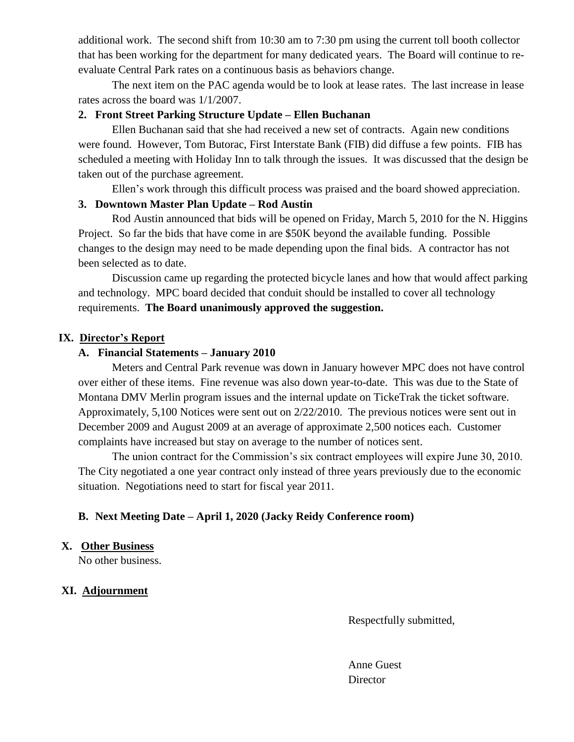additional work. The second shift from 10:30 am to 7:30 pm using the current toll booth collector that has been working for the department for many dedicated years. The Board will continue to re-evaluate Central Park rates on a continuous basis as behaviors change.

The next item on the PAC agenda would be to look at lease rates. The last increase in lease rates across the board was 1/1/2007.

**2. Front Street Parking Structure Update – Ellen Buchanan**

Ellen Buchanan said that she had received a new set of contracts. Again new conditions were found. However, Tom Butorac, First Interstate Bank (FIB) did diffuse a few points. FIB has scheduled a meeting with Holiday Inn to talk through the issues. It was discussed that the design be taken out of the purchase agreement.

Ellen's work through this difficult process was praised and the board showed appreciation.

**3. Downtown Master Plan Update – Rod Austin**

Rod Austin announced that bids will be opened on Friday, March 5, 2010 for the N. Higgins Project. So far the bids that have come in are $50K beyond the available funding. Possible changes to the design may need to be made depending upon the final bids. A contractor has not been selected as to date.

Discussion came up regarding the protected bicycle lanes and how that would affect parking and technology. MPC board decided that conduit should be installed to cover all technology requirements. **The Board unanimously approved the suggestion.**

## IX. Director's Report

### A. Financial Statements – January 2010

Meters and Central Park revenue was down in January however MPC does not have control over either of these items. Fine revenue was also down year-to-date. This was due to the State of Montana DMV Merlin program issues and the internal update on TickeTrak the ticket software. Approximately, 5,100 Notices were sent out on 2/22/2010. The previous notices were sent out in December 2009 and August 2009 at an average of approximate 2,500 notices each. Customer complaints have increased but stay on average to the number of notices sent.

The union contract for the Commission's six contract employees will expire June 30, 2010. The City negotiated a one year contract only instead of three years previously due to the economic situation. Negotiations need to start for fiscal year 2011.

### B. Next Meeting Date – April 1, 2020 (Jacky Reidy Conference room)

## X. Other Business

No other business.

## XI. Adjournment

Respectfully submitted,

Anne Guest
Director